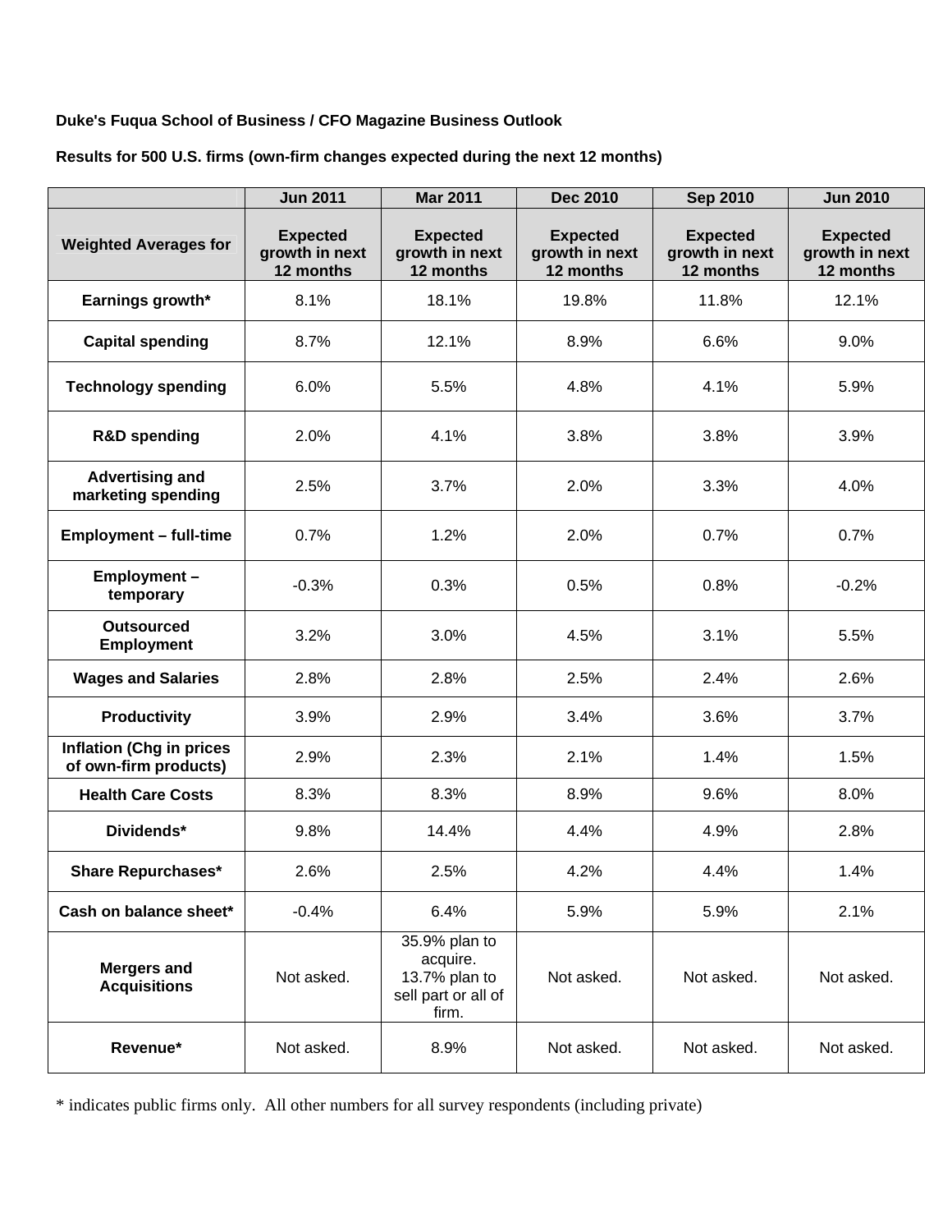**Duke's Fuqua School of Business / CFO Magazine Business Outlook**

**Results for 500 U.S. firms (own-firm changes expected during the next 12 months)**

| | Jun 2011 | Mar 2011 | Dec 2010 | Sep 2010 | Jun 2010 |
|---|---|---|---|---|---|
| **Weighted Averages for** | **Expected growth in next 12 months** | **Expected growth in next 12 months** | **Expected growth in next 12 months** | **Expected growth in next 12 months** | **Expected growth in next 12 months** |
| **Earnings growth*** | 8.1% | 18.1% | 19.8% | 11.8% | 12.1% |
| **Capital spending** | 8.7% | 12.1% | 8.9% | 6.6% | 9.0% |
| **Technology spending** | 6.0% | 5.5% | 4.8% | 4.1% | 5.9% |
| **R&D spending** | 2.0% | 4.1% | 3.8% | 3.8% | 3.9% |
| **Advertising and marketing spending** | 2.5% | 3.7% | 2.0% | 3.3% | 4.0% |
| **Employment – full-time** | 0.7% | 1.2% | 2.0% | 0.7% | 0.7% |
| **Employment – temporary** | -0.3% | 0.3% | 0.5% | 0.8% | -0.2% |
| **Outsourced Employment** | 3.2% | 3.0% | 4.5% | 3.1% | 5.5% |
| **Wages and Salaries** | 2.8% | 2.8% | 2.5% | 2.4% | 2.6% |
| **Productivity** | 3.9% | 2.9% | 3.4% | 3.6% | 3.7% |
| **Inflation (Chg in prices of own-firm products)** | 2.9% | 2.3% | 2.1% | 1.4% | 1.5% |
| **Health Care Costs** | 8.3% | 8.3% | 8.9% | 9.6% | 8.0% |
| **Dividends*** | 9.8% | 14.4% | 4.4% | 4.9% | 2.8% |
| **Share Repurchases*** | 2.6% | 2.5% | 4.2% | 4.4% | 1.4% |
| **Cash on balance sheet*** | -0.4% | 6.4% | 5.9% | 5.9% | 2.1% |
| **Mergers and Acquisitions** | Not asked. | 35.9% plan to acquire. 13.7% plan to sell part or all of firm. | Not asked. | Not asked. | Not asked. |
| **Revenue*** | Not asked. | 8.9% | Not asked. | Not asked. | Not asked. |

* indicates public firms only. All other numbers for all survey respondents (including private)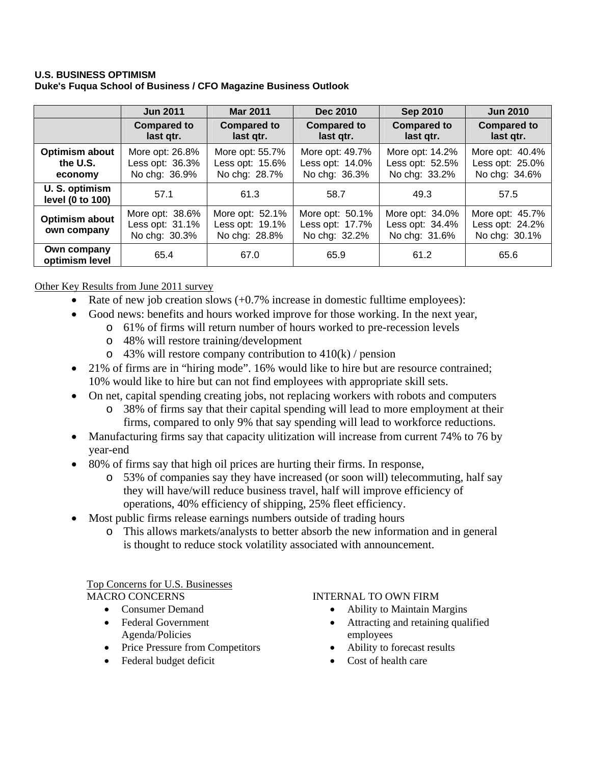**U.S. BUSINESS OPTIMISM**
**Duke's Fuqua School of Business / CFO Magazine Business Outlook**

| | Jun 2011 | Mar 2011 | Dec 2010 | Sep 2010 | Jun 2010 |
|---|---|---|---|---|---|
| | **Compared to last qtr.** | **Compared to last qtr.** | **Compared to last qtr.** | **Compared to last qtr.** | **Compared to last qtr.** |
| **Optimism about the U.S. economy** | More opt: 26.8%<br>Less opt: 36.3%<br>No chg: 36.9% | More opt: 55.7%<br>Less opt: 15.6%<br>No chg: 28.7% | More opt: 49.7%<br>Less opt: 14.0%<br>No chg: 36.3% | More opt: 14.2%<br>Less opt: 52.5%<br>No chg: 33.2% | More opt: 40.4%<br>Less opt: 25.0%<br>No chg: 34.6% |
| **U. S. optimism level (0 to 100)** | 57.1 | 61.3 | 58.7 | 49.3 | 57.5 |
| **Optimism about own company** | More opt: 38.6%<br>Less opt: 31.1%<br>No chg: 30.3% | More opt: 52.1%<br>Less opt: 19.1%<br>No chg: 28.8% | More opt: 50.1%<br>Less opt: 17.7%<br>No chg: 32.2% | More opt: 34.0%<br>Less opt: 34.4%<br>No chg: 31.6% | More opt: 45.7%<br>Less opt: 24.2%<br>No chg: 30.1% |
| **Own company optimism level** | 65.4 | 67.0 | 65.9 | 61.2 | 65.6 |

Other Key Results from June 2011 survey

- Rate of new job creation slows (+0.7% increase in domestic fulltime employees):
- Good news: benefits and hours worked improve for those working. In the next year,
  - 61% of firms will return number of hours worked to pre-recession levels
  - 48% will restore training/development
  - 43% will restore company contribution to 410(k) / pension
- 21% of firms are in "hiring mode". 16% would like to hire but are resource contrained; 10% would like to hire but can not find employees with appropriate skill sets.
- On net, capital spending creating jobs, not replacing workers with robots and computers
  - 38% of firms say that their capital spending will lead to more employment at their firms, compared to only 9% that say spending will lead to workforce reductions.
- Manufacturing firms say that capacity ulitization will increase from current 74% to 76 by year-end
- 80% of firms say that high oil prices are hurting their firms. In response,
  - 53% of companies say they have increased (or soon will) telecommuting, half say they will have/will reduce business travel, half will improve efficiency of operations, 40% efficiency of shipping, 25% fleet efficiency.
- Most public firms release earnings numbers outside of trading hours
  - This allows markets/analysts to better absorb the new information and in general is thought to reduce stock volatility associated with announcement.

Top Concerns for U.S. Businesses

MACRO CONCERNS

- Consumer Demand
- Federal Government Agenda/Policies
- Price Pressure from Competitors
- Federal budget deficit

INTERNAL TO OWN FIRM

- Ability to Maintain Margins
- Attracting and retaining qualified employees
- Ability to forecast results
- Cost of health care